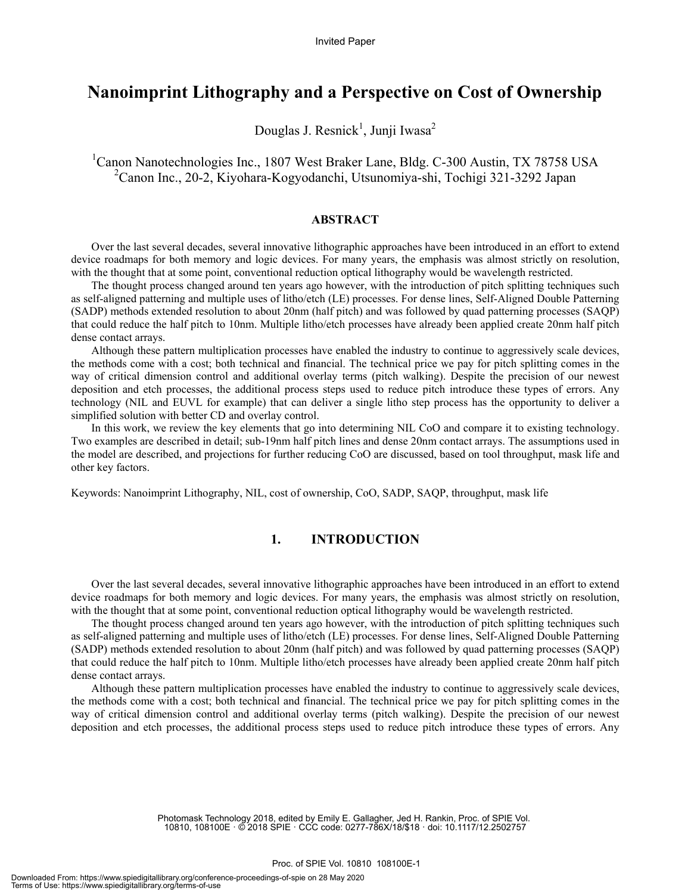Invited Paper

# Nanoimprint Lithography and a Perspective on Cost of Ownership

Douglas J. Resnick[1], Junji Iwasa[2]

[1]Canon Nanotechnologies Inc., 1807 West Braker Lane, Bldg. C-300 Austin, TX 78758 USA
[2]Canon Inc., 20-2, Kiyohara-Kogyodanchi, Utsunomiya-shi, Tochigi 321-3292 Japan

## ABSTRACT

Over the last several decades, several innovative lithographic approaches have been introduced in an effort to extend device roadmaps for both memory and logic devices. For many years, the emphasis was almost strictly on resolution, with the thought that at some point, conventional reduction optical lithography would be wavelength restricted.

The thought process changed around ten years ago however, with the introduction of pitch splitting techniques such as self-aligned patterning and multiple uses of litho/etch (LE) processes. For dense lines, Self-Aligned Double Patterning (SADP) methods extended resolution to about 20nm (half pitch) and was followed by quad patterning processes (SAQP) that could reduce the half pitch to 10nm. Multiple litho/etch processes have already been applied create 20nm half pitch dense contact arrays.

Although these pattern multiplication processes have enabled the industry to continue to aggressively scale devices, the methods come with a cost; both technical and financial. The technical price we pay for pitch splitting comes in the way of critical dimension control and additional overlay terms (pitch walking). Despite the precision of our newest deposition and etch processes, the additional process steps used to reduce pitch introduce these types of errors. Any technology (NIL and EUVL for example) that can deliver a single litho step process has the opportunity to deliver a simplified solution with better CD and overlay control.

In this work, we review the key elements that go into determining NIL CoO and compare it to existing technology. Two examples are described in detail; sub-19nm half pitch lines and dense 20nm contact arrays. The assumptions used in the model are described, and projections for further reducing CoO are discussed, based on tool throughput, mask life and other key factors.

Keywords: Nanoimprint Lithography, NIL, cost of ownership, CoO, SADP, SAQP, throughput, mask life

## 1. INTRODUCTION

Over the last several decades, several innovative lithographic approaches have been introduced in an effort to extend device roadmaps for both memory and logic devices. For many years, the emphasis was almost strictly on resolution, with the thought that at some point, conventional reduction optical lithography would be wavelength restricted.

The thought process changed around ten years ago however, with the introduction of pitch splitting techniques such as self-aligned patterning and multiple uses of litho/etch (LE) processes. For dense lines, Self-Aligned Double Patterning (SADP) methods extended resolution to about 20nm (half pitch) and was followed by quad patterning processes (SAQP) that could reduce the half pitch to 10nm. Multiple litho/etch processes have already been applied create 20nm half pitch dense contact arrays.

Although these pattern multiplication processes have enabled the industry to continue to aggressively scale devices, the methods come with a cost; both technical and financial. The technical price we pay for pitch splitting comes in the way of critical dimension control and additional overlay terms (pitch walking). Despite the precision of our newest deposition and etch processes, the additional process steps used to reduce pitch introduce these types of errors. Any

Photomask Technology 2018, edited by Emily E. Gallagher, Jed H. Rankin, Proc. of SPIE Vol. 10810, 108100E · © 2018 SPIE · CCC code: 0277-786X/18/$18 · doi: 10.1117/12.2502757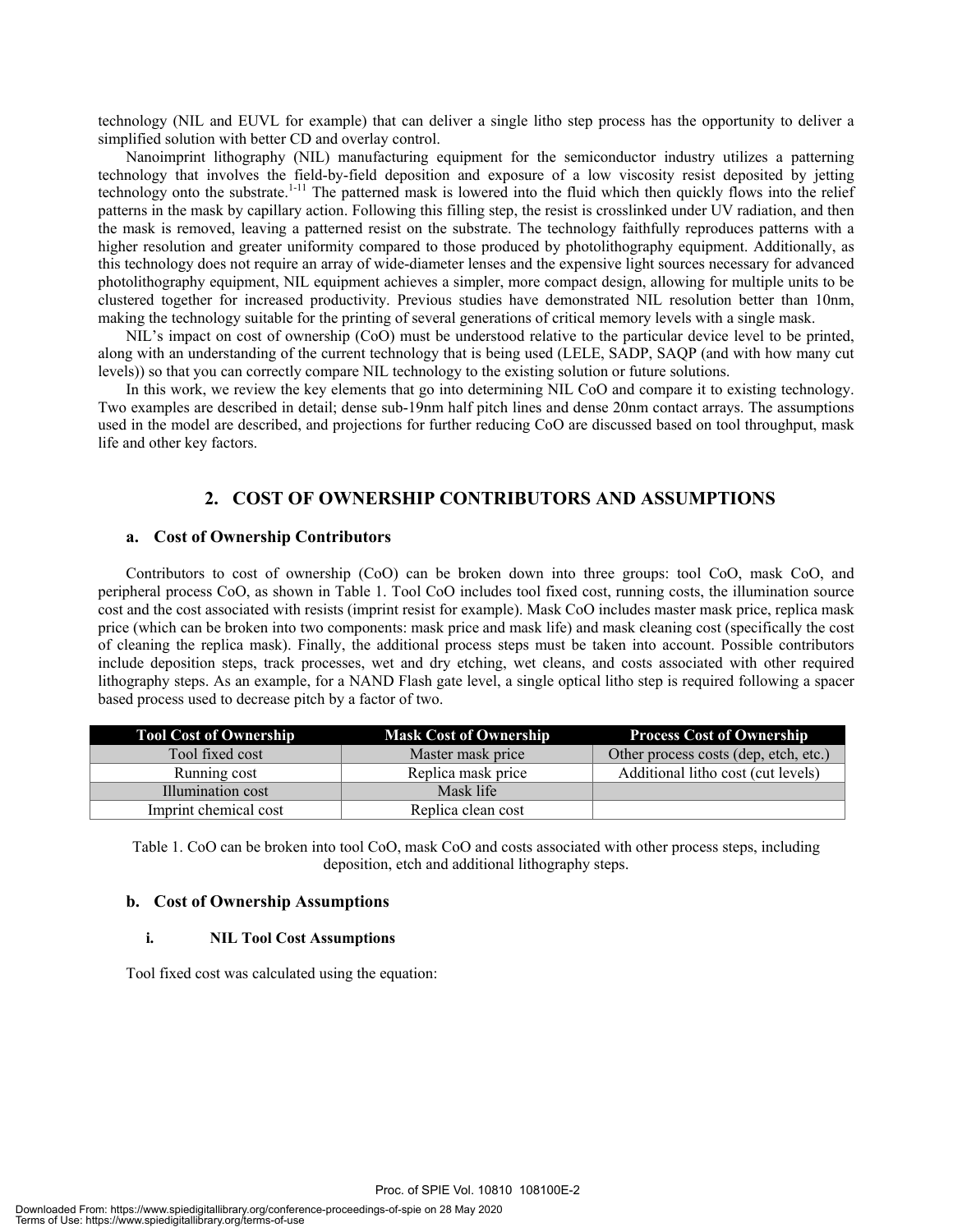technology (NIL and EUVL for example) that can deliver a single litho step process has the opportunity to deliver a simplified solution with better CD and overlay control.

Nanoimprint lithography (NIL) manufacturing equipment for the semiconductor industry utilizes a patterning technology that involves the field-by-field deposition and exposure of a low viscosity resist deposited by jetting technology onto the substrate.[1-11] The patterned mask is lowered into the fluid which then quickly flows into the relief patterns in the mask by capillary action. Following this filling step, the resist is crosslinked under UV radiation, and then the mask is removed, leaving a patterned resist on the substrate. The technology faithfully reproduces patterns with a higher resolution and greater uniformity compared to those produced by photolithography equipment. Additionally, as this technology does not require an array of wide-diameter lenses and the expensive light sources necessary for advanced photolithography equipment, NIL equipment achieves a simpler, more compact design, allowing for multiple units to be clustered together for increased productivity. Previous studies have demonstrated NIL resolution better than 10nm, making the technology suitable for the printing of several generations of critical memory levels with a single mask.

NIL's impact on cost of ownership (CoO) must be understood relative to the particular device level to be printed, along with an understanding of the current technology that is being used (LELE, SADP, SAQP (and with how many cut levels)) so that you can correctly compare NIL technology to the existing solution or future solutions.

In this work, we review the key elements that go into determining NIL CoO and compare it to existing technology. Two examples are described in detail; dense sub-19nm half pitch lines and dense 20nm contact arrays. The assumptions used in the model are described, and projections for further reducing CoO are discussed based on tool throughput, mask life and other key factors.

## 2. COST OF OWNERSHIP CONTRIBUTORS AND ASSUMPTIONS

### a. Cost of Ownership Contributors

Contributors to cost of ownership (CoO) can be broken down into three groups: tool CoO, mask CoO, and peripheral process CoO, as shown in Table 1. Tool CoO includes tool fixed cost, running costs, the illumination source cost and the cost associated with resists (imprint resist for example). Mask CoO includes master mask price, replica mask price (which can be broken into two components: mask price and mask life) and mask cleaning cost (specifically the cost of cleaning the replica mask). Finally, the additional process steps must be taken into account. Possible contributors include deposition steps, track processes, wet and dry etching, wet cleans, and costs associated with other required lithography steps. As an example, for a NAND Flash gate level, a single optical litho step is required following a spacer based process used to decrease pitch by a factor of two.

| Tool Cost of Ownership | Mask Cost of Ownership | Process Cost of Ownership |
|---|---|---|
| Tool fixed cost | Master mask price | Other process costs (dep, etch, etc.) |
| Running cost | Replica mask price | Additional litho cost (cut levels) |
| Illumination cost | Mask life | |
| Imprint chemical cost | Replica clean cost | |

Table 1. CoO can be broken into tool CoO, mask CoO and costs associated with other process steps, including deposition, etch and additional lithography steps.

### b. Cost of Ownership Assumptions

#### i. NIL Tool Cost Assumptions

Tool fixed cost was calculated using the equation: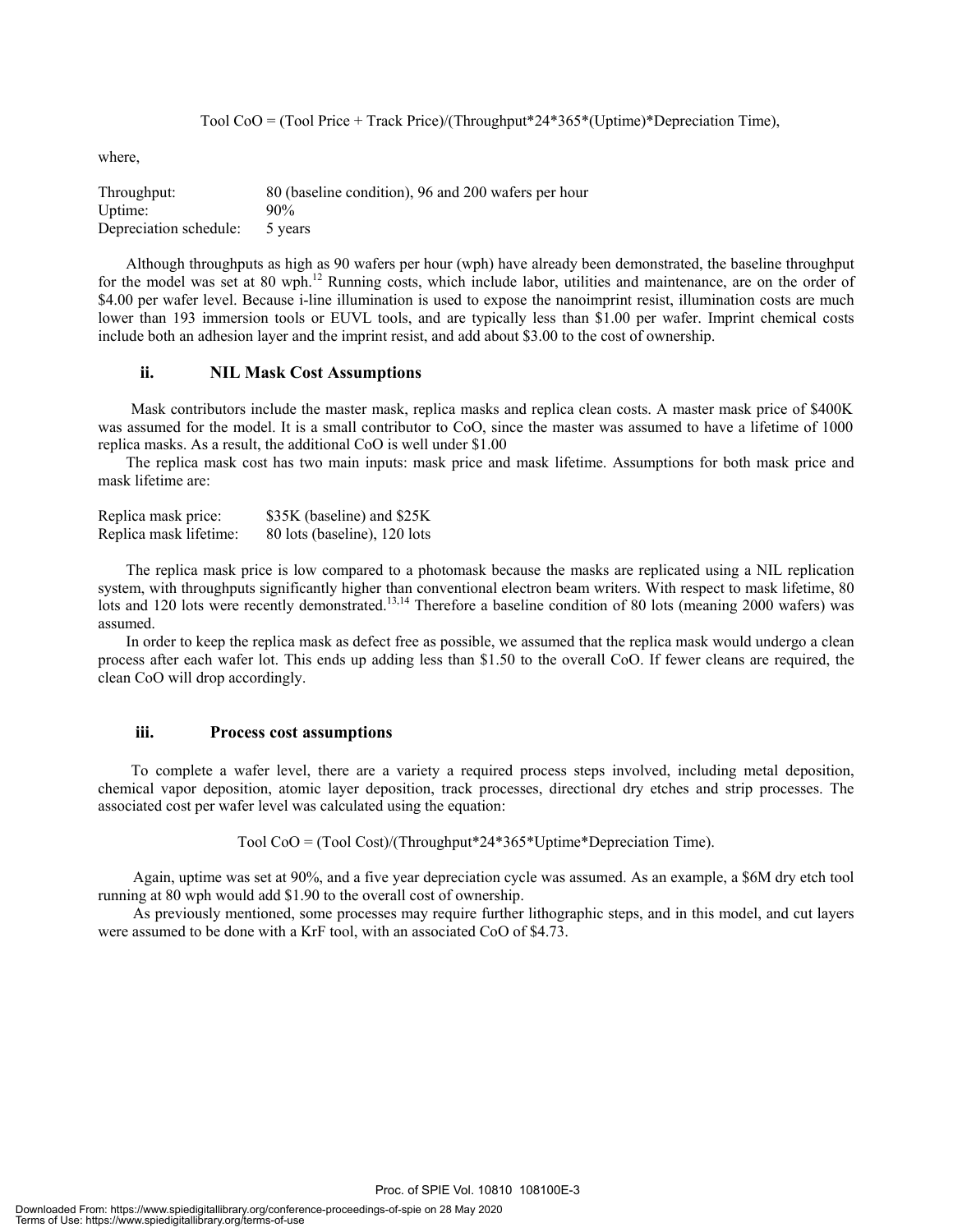Tool CoO = (Tool Price + Track Price)/(Throughput*24*365*(Uptime)*Depreciation Time),

where,

| | |
|---|---|
| Throughput: | 80 (baseline condition), 96 and 200 wafers per hour |
| Uptime: | 90% |
| Depreciation schedule: | 5 years |

Although throughputs as high as 90 wafers per hour (wph) have already been demonstrated, the baseline throughput for the model was set at 80 wph.[12] Running costs, which include labor, utilities and maintenance, are on the order of $4.00 per wafer level. Because i-line illumination is used to expose the nanoimprint resist, illumination costs are much lower than 193 immersion tools or EUVL tools, and are typically less than $1.00 per wafer. Imprint chemical costs include both an adhesion layer and the imprint resist, and add about $3.00 to the cost of ownership.

### ii. NIL Mask Cost Assumptions

Mask contributors include the master mask, replica masks and replica clean costs. A master mask price of $400K was assumed for the model. It is a small contributor to CoO, since the master was assumed to have a lifetime of 1000 replica masks. As a result, the additional CoO is well under $1.00

The replica mask cost has two main inputs: mask price and mask lifetime. Assumptions for both mask price and mask lifetime are:

| | |
|---|---|
| Replica mask price: | $35K (baseline) and $25K |
| Replica mask lifetime: | 80 lots (baseline), 120 lots |

The replica mask price is low compared to a photomask because the masks are replicated using a NIL replication system, with throughputs significantly higher than conventional electron beam writers. With respect to mask lifetime, 80 lots and 120 lots were recently demonstrated.[13,14] Therefore a baseline condition of 80 lots (meaning 2000 wafers) was assumed.

In order to keep the replica mask as defect free as possible, we assumed that the replica mask would undergo a clean process after each wafer lot. This ends up adding less than $1.50 to the overall CoO. If fewer cleans are required, the clean CoO will drop accordingly.

### iii. Process cost assumptions

To complete a wafer level, there are a variety a required process steps involved, including metal deposition, chemical vapor deposition, atomic layer deposition, track processes, directional dry etches and strip processes. The associated cost per wafer level was calculated using the equation:

Tool CoO = (Tool Cost)/(Throughput*24*365*Uptime*Depreciation Time).

Again, uptime was set at 90%, and a five year depreciation cycle was assumed. As an example, a $6M dry etch tool running at 80 wph would add $1.90 to the overall cost of ownership.

As previously mentioned, some processes may require further lithographic steps, and in this model, and cut layers were assumed to be done with a KrF tool, with an associated CoO of $4.73.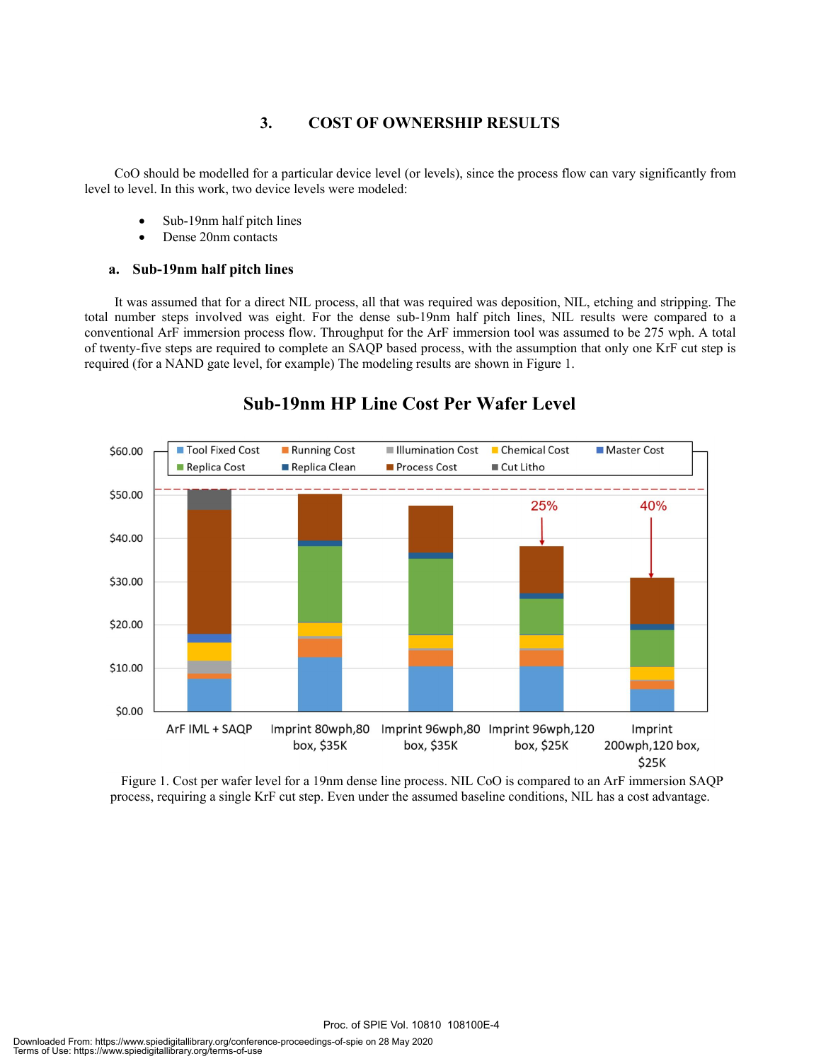## 3. COST OF OWNERSHIP RESULTS

CoO should be modelled for a particular device level (or levels), since the process flow can vary significantly from level to level. In this work, two device levels were modeled:

- Sub-19nm half pitch lines
- Dense 20nm contacts

### a. Sub-19nm half pitch lines

It was assumed that for a direct NIL process, all that was required was deposition, NIL, etching and stripping. The total number steps involved was eight. For the dense sub-19nm half pitch lines, NIL results were compared to a conventional ArF immersion process flow. Throughput for the ArF immersion tool was assumed to be 275 wph. A total of twenty-five steps are required to complete an SAQP based process, with the assumption that only one KrF cut step is required (for a NAND gate level, for example) The modeling results are shown in Figure 1.

Sub-19nm HP Line Cost Per Wafer Level

Tool Fixed Cost
Running Cost
Illumination Cost
Chemical Cost
Master Cost
Replica Cost
Replica Clean
Process Cost
Cut Litho

$60.00
$50.00
$40.00
$30.00
$20.00
$10.00
$0.00

25%
40%

ArF IML + SAQP
Imprint 80wph,80 box, $35K
Imprint 96wph,80 box, $35K
Imprint 96wph,120 box, $25K
Imprint 200wph,120 box, $25K

Figure 1. Cost per wafer level for a 19nm dense line process. NIL CoO is compared to an ArF immersion SAQP process, requiring a single KrF cut step. Even under the assumed baseline conditions, NIL has a cost advantage.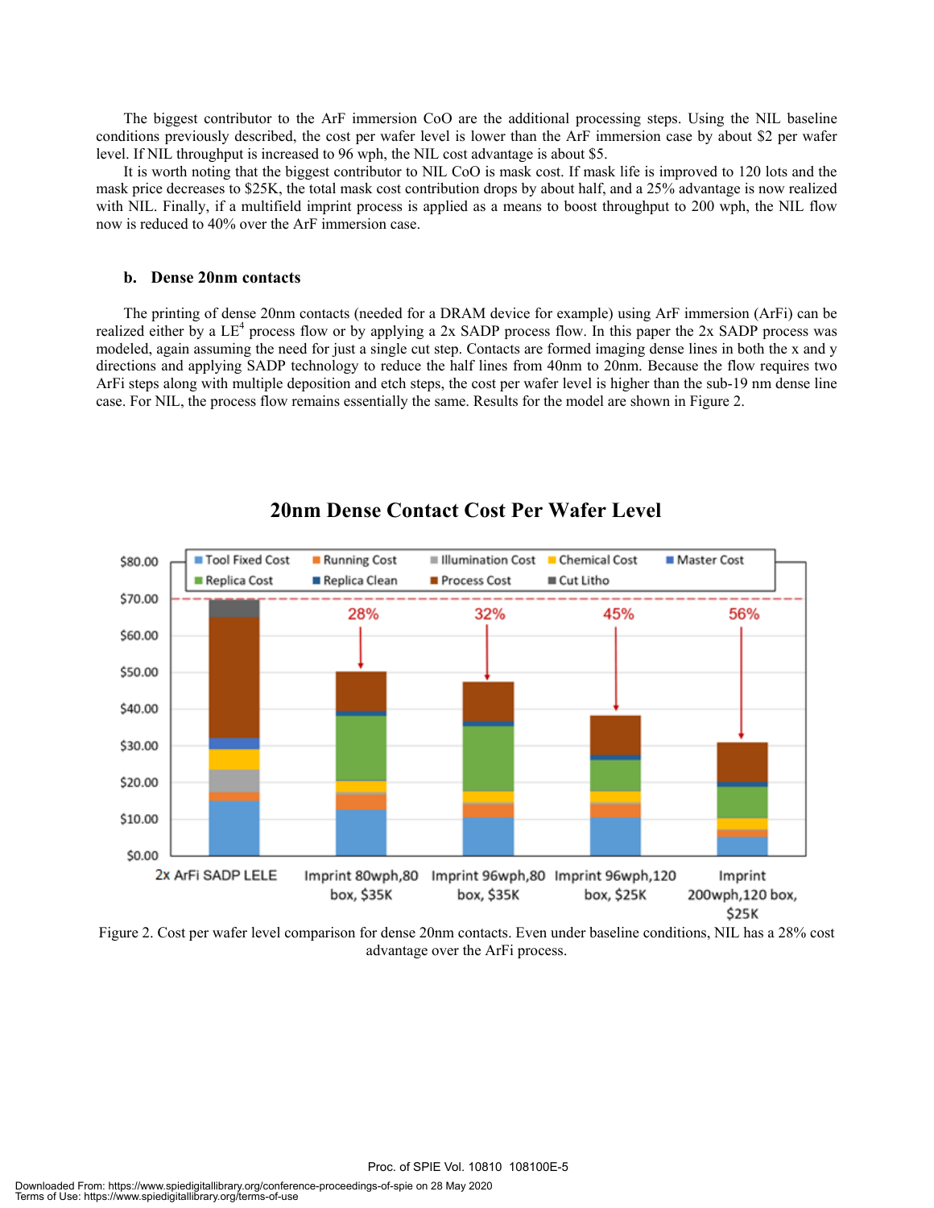The biggest contributor to the ArF immersion CoO are the additional processing steps. Using the NIL baseline conditions previously described, the cost per wafer level is lower than the ArF immersion case by about $2 per wafer level. If NIL throughput is increased to 96 wph, the NIL cost advantage is about $5.

It is worth noting that the biggest contributor to NIL CoO is mask cost. If mask life is improved to 120 lots and the mask price decreases to $25K, the total mask cost contribution drops by about half, and a 25% advantage is now realized with NIL. Finally, if a multifield imprint process is applied as a means to boost throughput to 200 wph, the NIL flow now is reduced to 40% over the ArF immersion case.

### b. Dense 20nm contacts

The printing of dense 20nm contacts (needed for a DRAM device for example) using ArF immersion (ArFi) can be realized either by a LE[4] process flow or by applying a 2x SADP process flow. In this paper the 2x SADP process was modeled, again assuming the need for just a single cut step. Contacts are formed imaging dense lines in both the x and y directions and applying SADP technology to reduce the half lines from 40nm to 20nm. Because the flow requires two ArFi steps along with multiple deposition and etch steps, the cost per wafer level is higher than the sub-19 nm dense line case. For NIL, the process flow remains essentially the same. Results for the model are shown in Figure 2.

20nm Dense Contact Cost Per Wafer Level

Tool Fixed Cost, Running Cost, Illumination Cost, Chemical Cost, Master Cost, Replica Cost, Replica Clean, Process Cost, Cut Litho

$80.00, $70.00, $60.00, $50.00, $40.00, $30.00, $20.00, $10.00, $0.00

28%, 32%, 45%, 56%

2x ArFi SADP LELE

Imprint 80wph,80 box, $35K

Imprint 96wph,80 box, $35K

Imprint 96wph,120 box, $25K

Imprint 200wph,120 box, $25K

Figure 2. Cost per wafer level comparison for dense 20nm contacts. Even under baseline conditions, NIL has a 28% cost advantage over the ArFi process.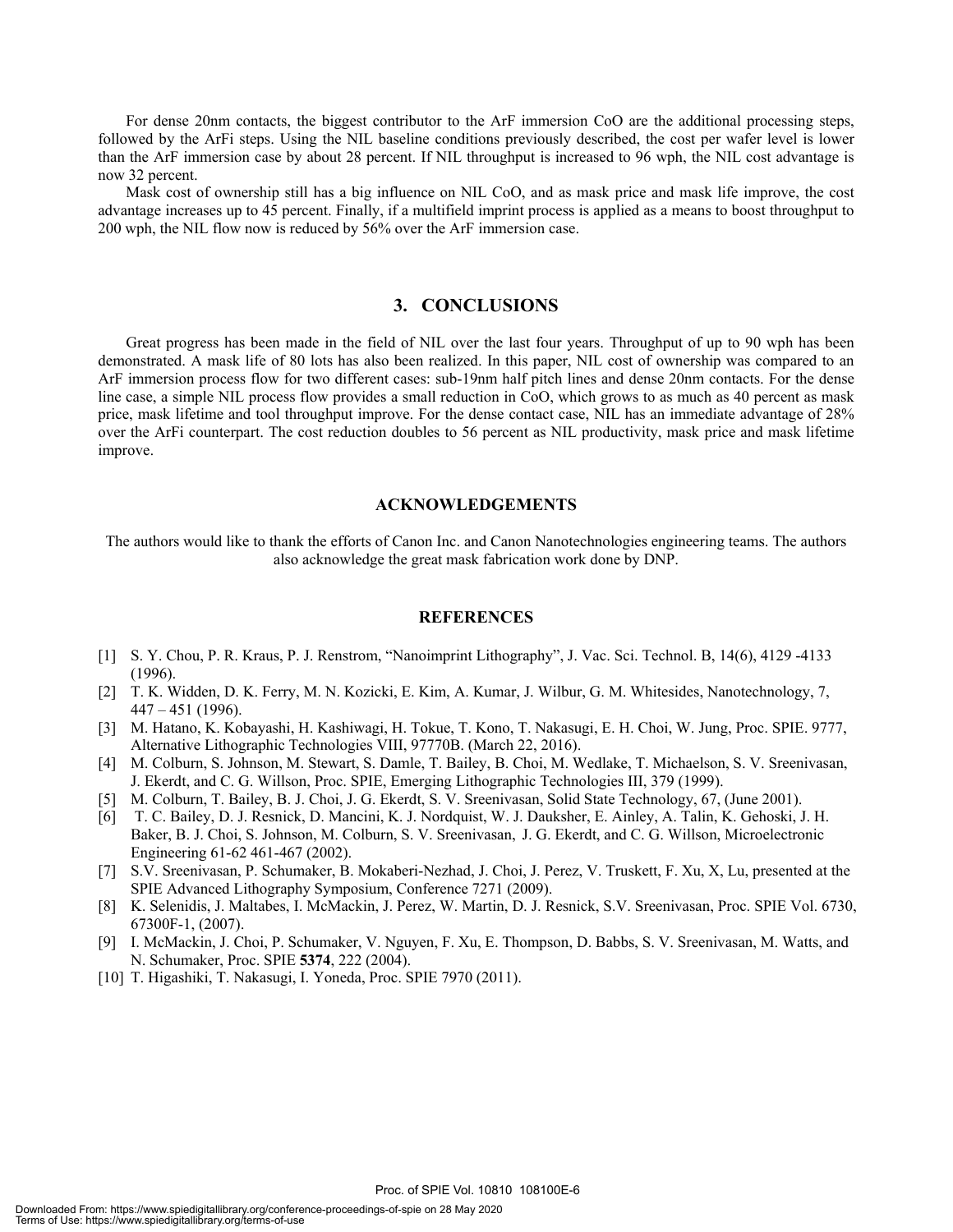For dense 20nm contacts, the biggest contributor to the ArF immersion CoO are the additional processing steps, followed by the ArFi steps. Using the NIL baseline conditions previously described, the cost per wafer level is lower than the ArF immersion case by about 28 percent. If NIL throughput is increased to 96 wph, the NIL cost advantage is now 32 percent.

Mask cost of ownership still has a big influence on NIL CoO, and as mask price and mask life improve, the cost advantage increases up to 45 percent. Finally, if a multifield imprint process is applied as a means to boost throughput to 200 wph, the NIL flow now is reduced by 56% over the ArF immersion case.

## 3. CONCLUSIONS

Great progress has been made in the field of NIL over the last four years. Throughput of up to 90 wph has been demonstrated. A mask life of 80 lots has also been realized. In this paper, NIL cost of ownership was compared to an ArF immersion process flow for two different cases: sub-19nm half pitch lines and dense 20nm contacts. For the dense line case, a simple NIL process flow provides a small reduction in CoO, which grows to as much as 40 percent as mask price, mask lifetime and tool throughput improve. For the dense contact case, NIL has an immediate advantage of 28% over the ArFi counterpart. The cost reduction doubles to 56 percent as NIL productivity, mask price and mask lifetime improve.

## ACKNOWLEDGEMENTS

The authors would like to thank the efforts of Canon Inc. and Canon Nanotechnologies engineering teams. The authors also acknowledge the great mask fabrication work done by DNP.

## REFERENCES

[1] S. Y. Chou, P. R. Kraus, P. J. Renstrom, "Nanoimprint Lithography", J. Vac. Sci. Technol. B, 14(6), 4129 -4133 (1996).

[2] T. K. Widden, D. K. Ferry, M. N. Kozicki, E. Kim, A. Kumar, J. Wilbur, G. M. Whitesides, Nanotechnology, 7, 447 – 451 (1996).

[3] M. Hatano, K. Kobayashi, H. Kashiwagi, H. Tokue, T. Kono, T. Nakasugi, E. H. Choi, W. Jung, Proc. SPIE. 9777, Alternative Lithographic Technologies VIII, 97770B. (March 22, 2016).

[4] M. Colburn, S. Johnson, M. Stewart, S. Damle, T. Bailey, B. Choi, M. Wedlake, T. Michaelson, S. V. Sreenivasan, J. Ekerdt, and C. G. Willson, Proc. SPIE, Emerging Lithographic Technologies III, 379 (1999).

[5] M. Colburn, T. Bailey, B. J. Choi, J. G. Ekerdt, S. V. Sreenivasan, Solid State Technology, 67, (June 2001).

[6] T. C. Bailey, D. J. Resnick, D. Mancini, K. J. Nordquist, W. J. Dauksher, E. Ainley, A. Talin, K. Gehoski, J. H. Baker, B. J. Choi, S. Johnson, M. Colburn, S. V. Sreenivasan, J. G. Ekerdt, and C. G. Willson, Microelectronic Engineering 61-62 461-467 (2002).

[7] S.V. Sreenivasan, P. Schumaker, B. Mokaberi-Nezhad, J. Choi, J. Perez, V. Truskett, F. Xu, X, Lu, presented at the SPIE Advanced Lithography Symposium, Conference 7271 (2009).

[8] K. Selenidis, J. Maltabes, I. McMackin, J. Perez, W. Martin, D. J. Resnick, S.V. Sreenivasan, Proc. SPIE Vol. 6730, 67300F-1, (2007).

[9] I. McMackin, J. Choi, P. Schumaker, V. Nguyen, F. Xu, E. Thompson, D. Babbs, S. V. Sreenivasan, M. Watts, and N. Schumaker, Proc. SPIE **5374**, 222 (2004).

[10] T. Higashiki, T. Nakasugi, I. Yoneda, Proc. SPIE 7970 (2011).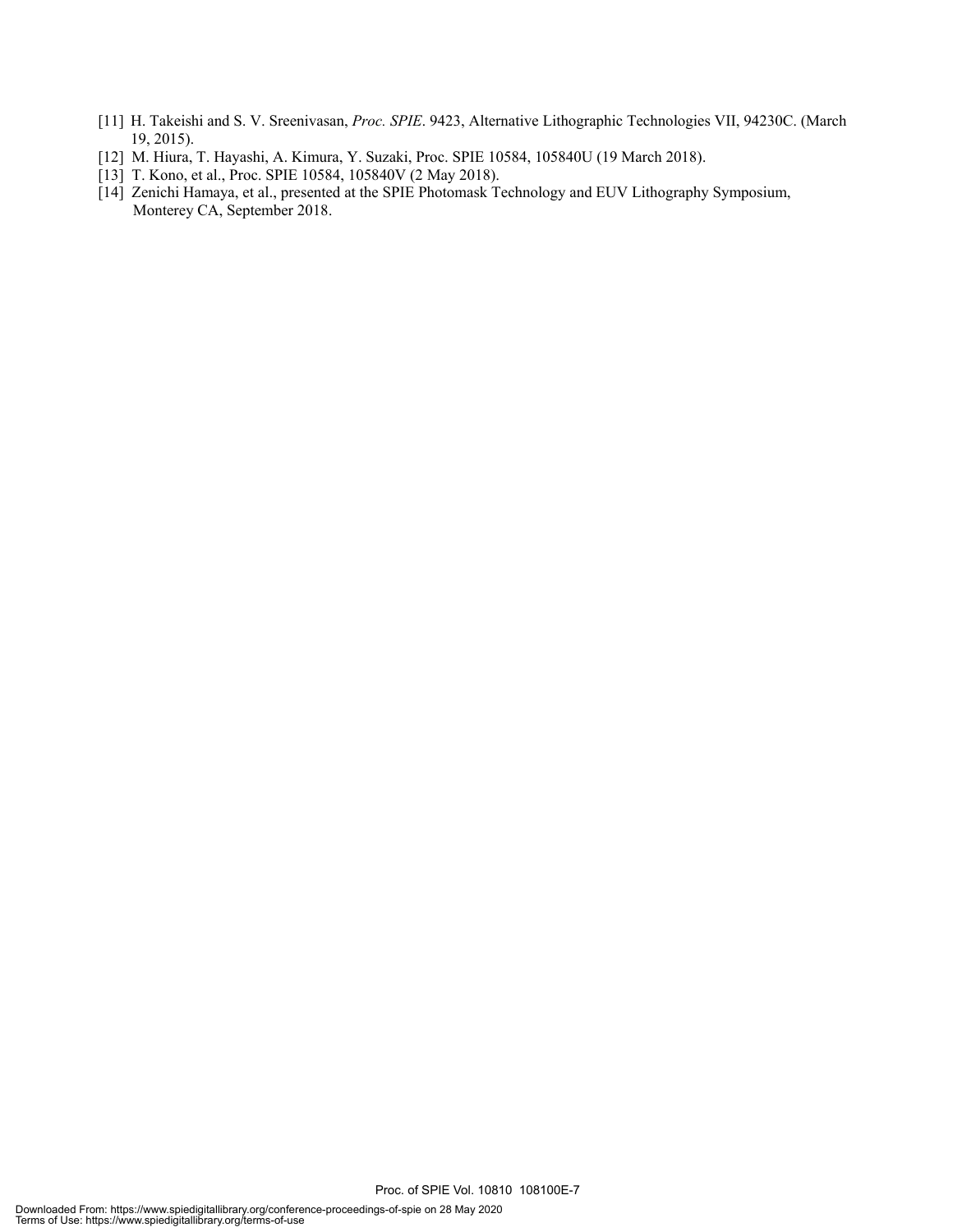[11] H. Takeishi and S. V. Sreenivasan, *Proc. SPIE*. 9423, Alternative Lithographic Technologies VII, 94230C. (March 19, 2015).

[12] M. Hiura, T. Hayashi, A. Kimura, Y. Suzaki, Proc. SPIE 10584, 105840U (19 March 2018).

[13] T. Kono, et al., Proc. SPIE 10584, 105840V (2 May 2018).

[14] Zenichi Hamaya, et al., presented at the SPIE Photomask Technology and EUV Lithography Symposium, Monterey CA, September 2018.